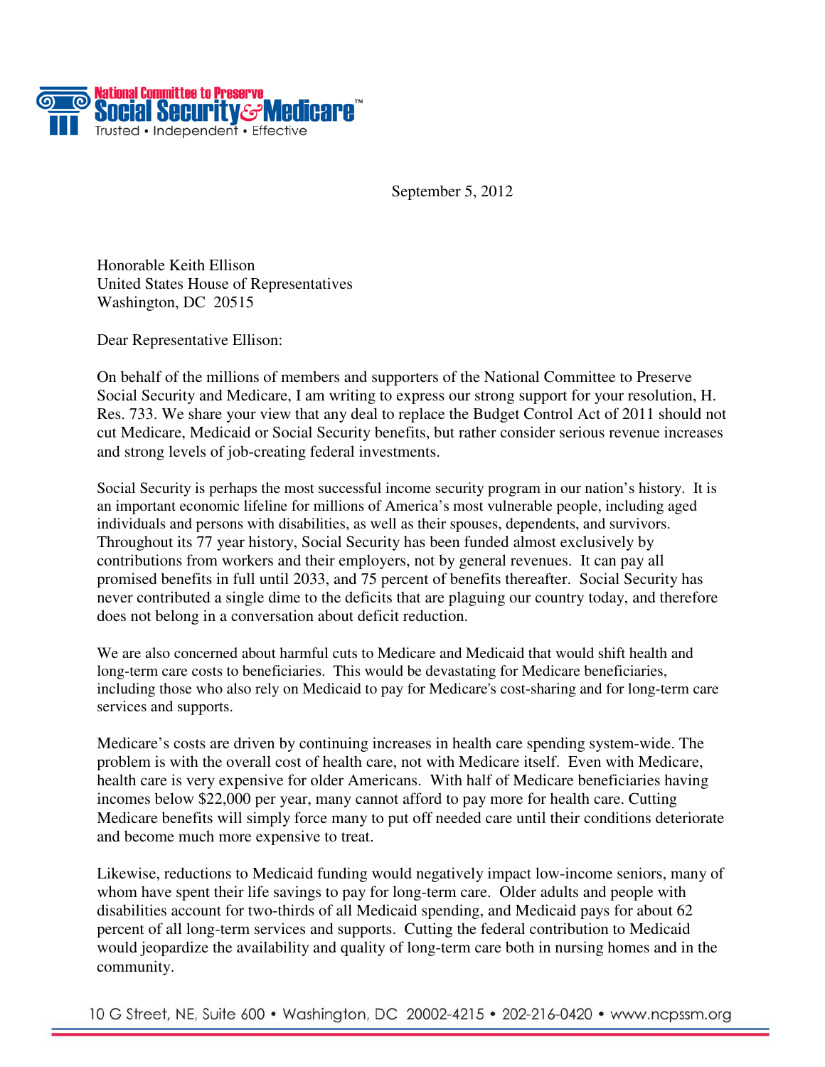National Committee to Preserve
**Social Security & Medicare**™
Trusted • Independent • Effective

September 5, 2012

Honorable Keith Ellison
United States House of Representatives
Washington, DC 20515

Dear Representative Ellison:

On behalf of the millions of members and supporters of the National Committee to Preserve Social Security and Medicare, I am writing to express our strong support for your resolution, H. Res. 733. We share your view that any deal to replace the Budget Control Act of 2011 should not cut Medicare, Medicaid or Social Security benefits, but rather consider serious revenue increases and strong levels of job-creating federal investments.

Social Security is perhaps the most successful income security program in our nation's history. It is an important economic lifeline for millions of America's most vulnerable people, including aged individuals and persons with disabilities, as well as their spouses, dependents, and survivors. Throughout its 77 year history, Social Security has been funded almost exclusively by contributions from workers and their employers, not by general revenues. It can pay all promised benefits in full until 2033, and 75 percent of benefits thereafter. Social Security has never contributed a single dime to the deficits that are plaguing our country today, and therefore does not belong in a conversation about deficit reduction.

We are also concerned about harmful cuts to Medicare and Medicaid that would shift health and long-term care costs to beneficiaries. This would be devastating for Medicare beneficiaries, including those who also rely on Medicaid to pay for Medicare's cost-sharing and for long-term care services and supports.

Medicare's costs are driven by continuing increases in health care spending system-wide. The problem is with the overall cost of health care, not with Medicare itself. Even with Medicare, health care is very expensive for older Americans. With half of Medicare beneficiaries having incomes below $22,000 per year, many cannot afford to pay more for health care. Cutting Medicare benefits will simply force many to put off needed care until their conditions deteriorate and become much more expensive to treat.

Likewise, reductions to Medicaid funding would negatively impact low-income seniors, many of whom have spent their life savings to pay for long-term care. Older adults and people with disabilities account for two-thirds of all Medicaid spending, and Medicaid pays for about 62 percent of all long-term services and supports. Cutting the federal contribution to Medicaid would jeopardize the availability and quality of long-term care both in nursing homes and in the community.

10 G Street, NE, Suite 600 • Washington, DC 20002-4215 • 202-216-0420 • www.ncpssm.org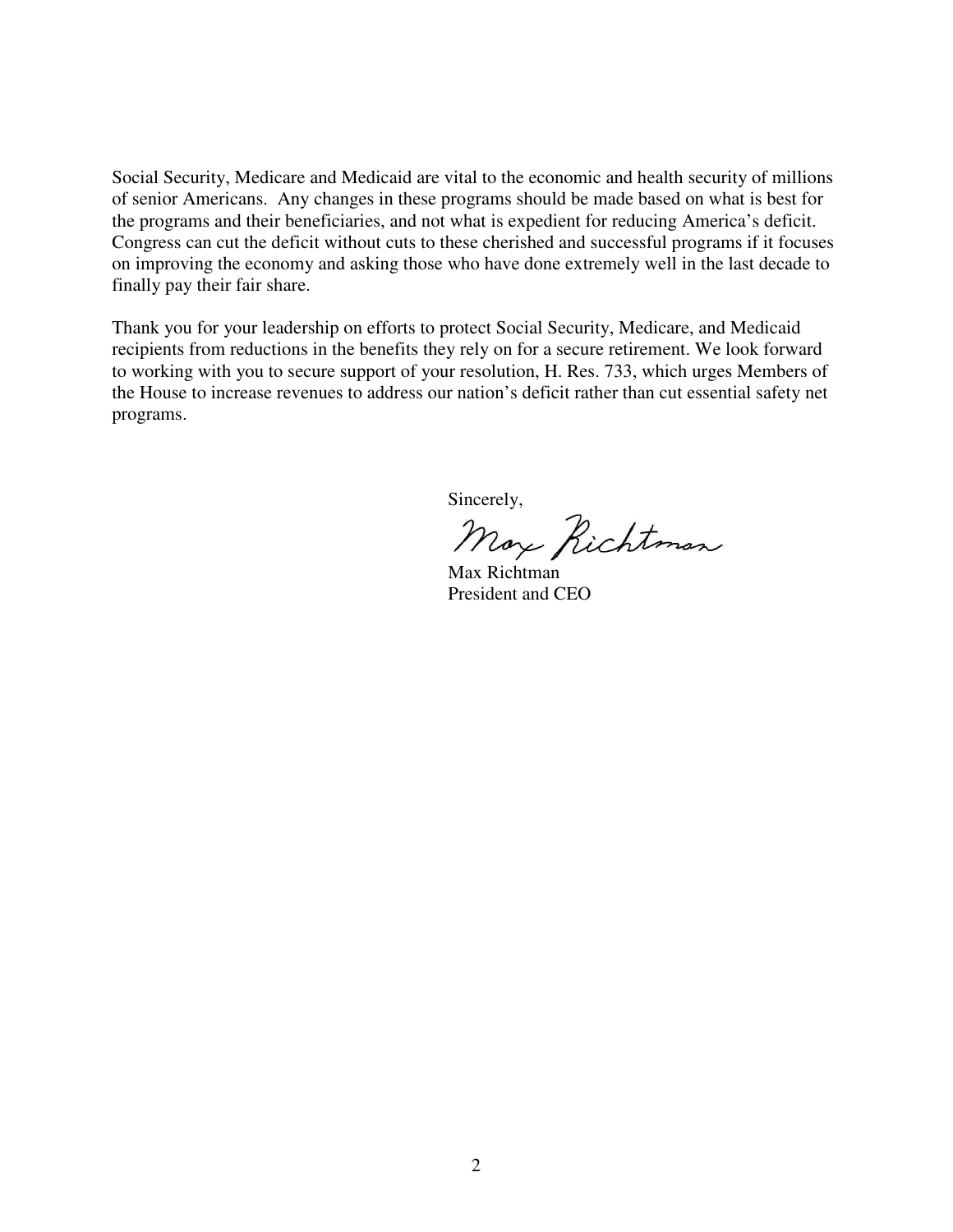Social Security, Medicare and Medicaid are vital to the economic and health security of millions of senior Americans. Any changes in these programs should be made based on what is best for the programs and their beneficiaries, and not what is expedient for reducing America's deficit. Congress can cut the deficit without cuts to these cherished and successful programs if it focuses on improving the economy and asking those who have done extremely well in the last decade to finally pay their fair share.

Thank you for your leadership on efforts to protect Social Security, Medicare, and Medicaid recipients from reductions in the benefits they rely on for a secure retirement. We look forward to working with you to secure support of your resolution, H. Res. 733, which urges Members of the House to increase revenues to address our nation's deficit rather than cut essential safety net programs.

Sincerely,

Max Richtman

Max Richtman
President and CEO